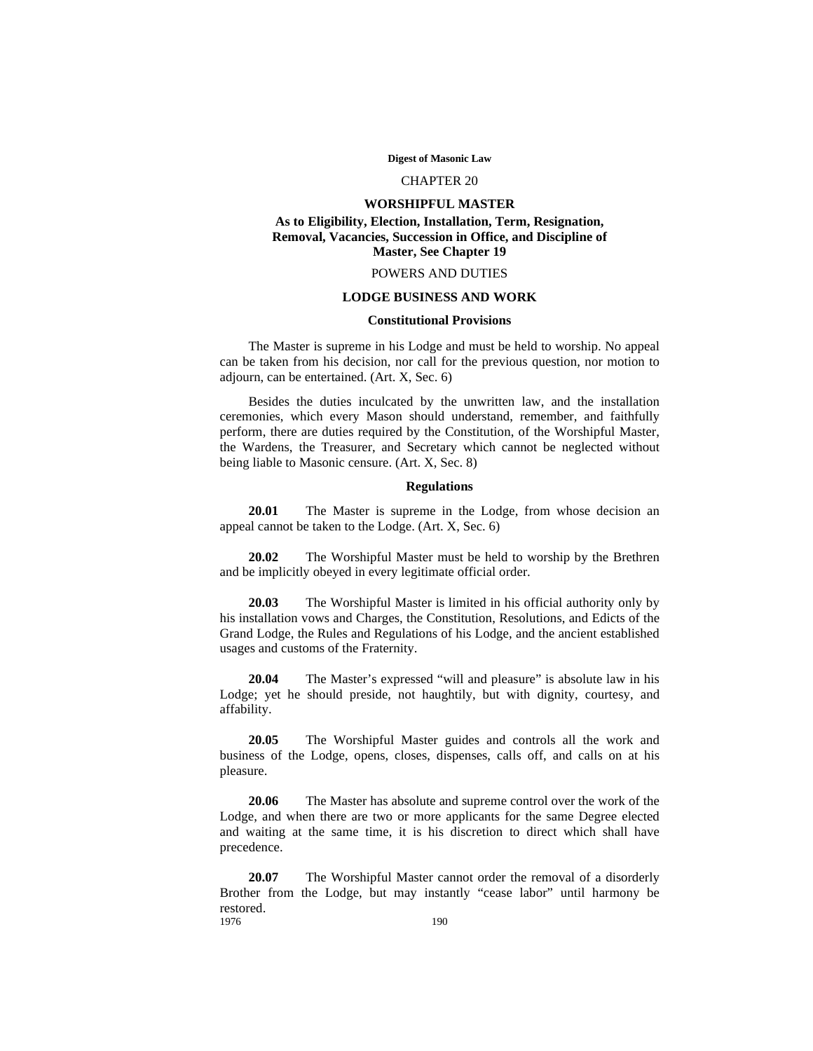# CHAPTER 20

## WORSHIPFUL MASTER

### As to Eligibility, Election, Installation, Term, Resignation, Removal, Vacancies, Succession in Office, and Discipline of Master, See Chapter 19

POWERS AND DUTIES

### LODGE BUSINESS AND WORK

#### Constitutional Provisions

The Master is supreme in his Lodge and must be held to worship. No appeal can be taken from his decision, nor call for the previous question, nor motion to adjourn, can be entertained. (Art. X, Sec. 6)

Besides the duties inculcated by the unwritten law, and the installation ceremonies, which every Mason should understand, remember, and faithfully perform, there are duties required by the Constitution, of the Worshipful Master, the Wardens, the Treasurer, and Secretary which cannot be neglected without being liable to Masonic censure. (Art. X, Sec. 8)

#### Regulations

**20.01** The Master is supreme in the Lodge, from whose decision an appeal cannot be taken to the Lodge. (Art. X, Sec. 6)

**20.02** The Worshipful Master must be held to worship by the Brethren and be implicitly obeyed in every legitimate official order.

**20.03** The Worshipful Master is limited in his official authority only by his installation vows and Charges, the Constitution, Resolutions, and Edicts of the Grand Lodge, the Rules and Regulations of his Lodge, and the ancient established usages and customs of the Fraternity.

**20.04** The Master's expressed "will and pleasure" is absolute law in his Lodge; yet he should preside, not haughtily, but with dignity, courtesy, and affability.

**20.05** The Worshipful Master guides and controls all the work and business of the Lodge, opens, closes, dispenses, calls off, and calls on at his pleasure.

**20.06** The Master has absolute and supreme control over the work of the Lodge, and when there are two or more applicants for the same Degree elected and waiting at the same time, it is his discretion to direct which shall have precedence.

**20.07** The Worshipful Master cannot order the removal of a disorderly Brother from the Lodge, but may instantly "cease labor" until harmony be restored.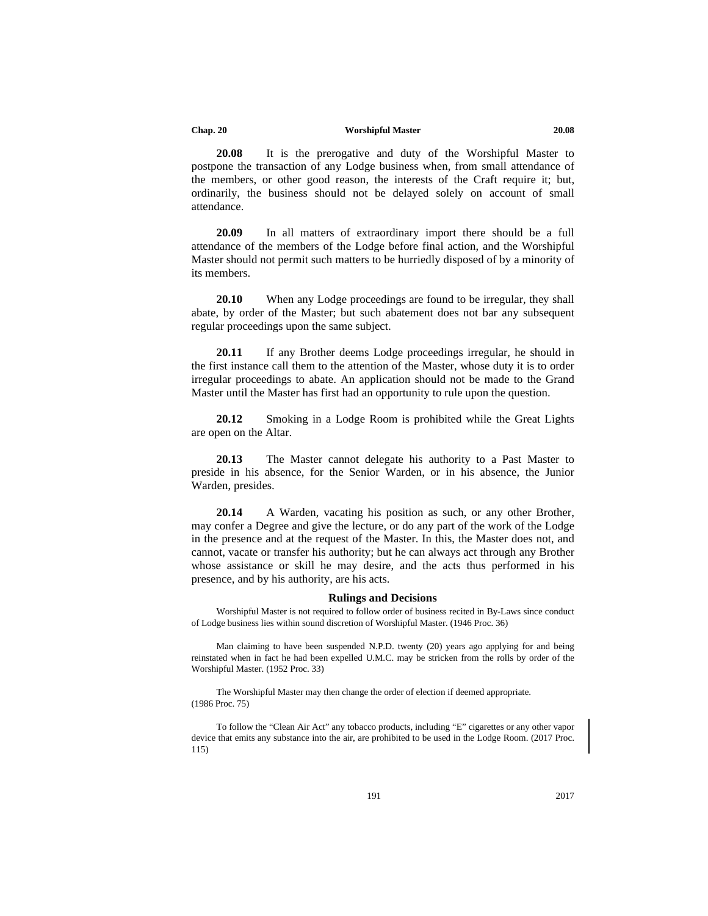**20.08** It is the prerogative and duty of the Worshipful Master to postpone the transaction of any Lodge business when, from small attendance of the members, or other good reason, the interests of the Craft require it; but, ordinarily, the business should not be delayed solely on account of small attendance.

**20.09** In all matters of extraordinary import there should be a full attendance of the members of the Lodge before final action, and the Worshipful Master should not permit such matters to be hurriedly disposed of by a minority of its members.

**20.10** When any Lodge proceedings are found to be irregular, they shall abate, by order of the Master; but such abatement does not bar any subsequent regular proceedings upon the same subject.

**20.11** If any Brother deems Lodge proceedings irregular, he should in the first instance call them to the attention of the Master, whose duty it is to order irregular proceedings to abate. An application should not be made to the Grand Master until the Master has first had an opportunity to rule upon the question.

**20.12** Smoking in a Lodge Room is prohibited while the Great Lights are open on the Altar.

**20.13** The Master cannot delegate his authority to a Past Master to preside in his absence, for the Senior Warden, or in his absence, the Junior Warden, presides.

**20.14** A Warden, vacating his position as such, or any other Brother, may confer a Degree and give the lecture, or do any part of the work of the Lodge in the presence and at the request of the Master. In this, the Master does not, and cannot, vacate or transfer his authority; but he can always act through any Brother whose assistance or skill he may desire, and the acts thus performed in his presence, and by his authority, are his acts.

### Rulings and Decisions

Worshipful Master is not required to follow order of business recited in By-Laws since conduct of Lodge business lies within sound discretion of Worshipful Master. (1946 Proc. 36)

Man claiming to have been suspended N.P.D. twenty (20) years ago applying for and being reinstated when in fact he had been expelled U.M.C. may be stricken from the rolls by order of the Worshipful Master. (1952 Proc. 33)

The Worshipful Master may then change the order of election if deemed appropriate. (1986 Proc. 75)

To follow the "Clean Air Act" any tobacco products, including "E" cigarettes or any other vapor device that emits any substance into the air, are prohibited to be used in the Lodge Room. (2017 Proc. 115)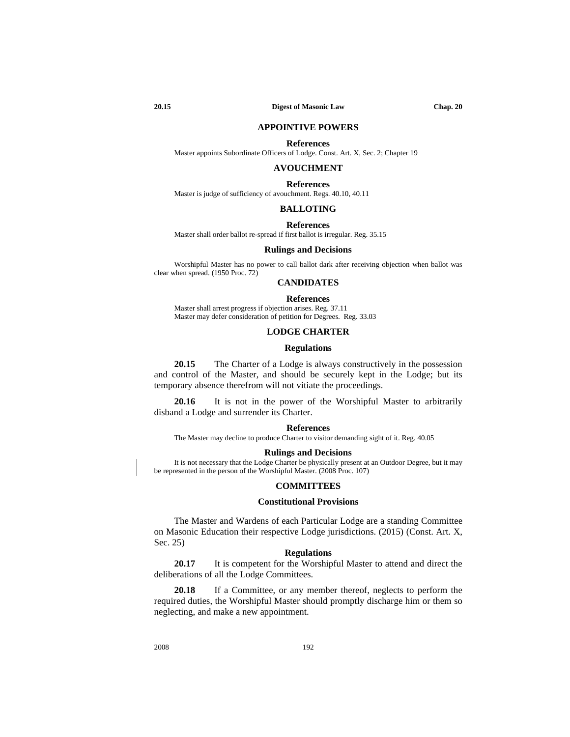## APPOINTIVE POWERS

### References

Master appoints Subordinate Officers of Lodge. Const. Art. X, Sec. 2; Chapter 19

## AVOUCHMENT

### References

Master is judge of sufficiency of avouchment. Regs. 40.10, 40.11

## BALLOTING

### References

Master shall order ballot re-spread if first ballot is irregular. Reg. 35.15

### Rulings and Decisions

Worshipful Master has no power to call ballot dark after receiving objection when ballot was clear when spread. (1950 Proc. 72)

## CANDIDATES

### References

Master shall arrest progress if objection arises. Reg. 37.11
Master may defer consideration of petition for Degrees. Reg. 33.03

## LODGE CHARTER

### Regulations

**20.15** The Charter of a Lodge is always constructively in the possession and control of the Master, and should be securely kept in the Lodge; but its temporary absence therefrom will not vitiate the proceedings.

**20.16** It is not in the power of the Worshipful Master to arbitrarily disband a Lodge and surrender its Charter.

### References

The Master may decline to produce Charter to visitor demanding sight of it. Reg. 40.05

### Rulings and Decisions

It is not necessary that the Lodge Charter be physically present at an Outdoor Degree, but it may be represented in the person of the Worshipful Master. (2008 Proc. 107)

## COMMITTEES

### Constitutional Provisions

The Master and Wardens of each Particular Lodge are a standing Committee on Masonic Education their respective Lodge jurisdictions. (2015) (Const. Art. X, Sec. 25)

### Regulations

**20.17** It is competent for the Worshipful Master to attend and direct the deliberations of all the Lodge Committees.

**20.18** If a Committee, or any member thereof, neglects to perform the required duties, the Worshipful Master should promptly discharge him or them so neglecting, and make a new appointment.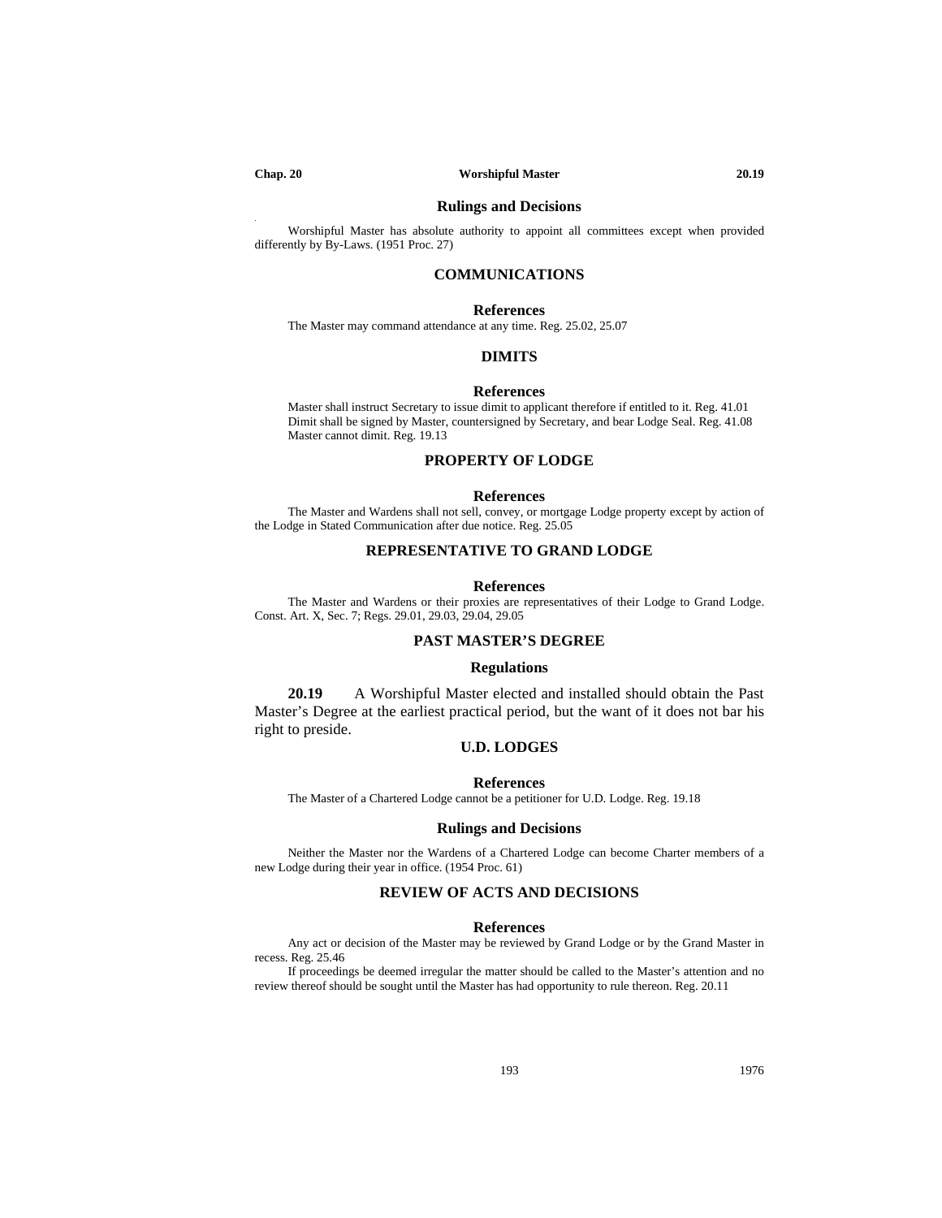### Rulings and Decisions

Worshipful Master has absolute authority to appoint all committees except when provided differently by By-Laws. (1951 Proc. 27)

## COMMUNICATIONS

### References

The Master may command attendance at any time. Reg. 25.02, 25.07

## DIMITS

### References

Master shall instruct Secretary to issue dimit to applicant therefore if entitled to it. Reg. 41.01
Dimit shall be signed by Master, countersigned by Secretary, and bear Lodge Seal. Reg. 41.08
Master cannot dimit. Reg. 19.13

## PROPERTY OF LODGE

### References

The Master and Wardens shall not sell, convey, or mortgage Lodge property except by action of the Lodge in Stated Communication after due notice. Reg. 25.05

## REPRESENTATIVE TO GRAND LODGE

### References

The Master and Wardens or their proxies are representatives of their Lodge to Grand Lodge. Const. Art. X, Sec. 7; Regs. 29.01, 29.03, 29.04, 29.05

## PAST MASTER'S DEGREE

### Regulations

**20.19** A Worshipful Master elected and installed should obtain the Past Master's Degree at the earliest practical period, but the want of it does not bar his right to preside.

## U.D. LODGES

### References

The Master of a Chartered Lodge cannot be a petitioner for U.D. Lodge. Reg. 19.18

### Rulings and Decisions

Neither the Master nor the Wardens of a Chartered Lodge can become Charter members of a new Lodge during their year in office. (1954 Proc. 61)

## REVIEW OF ACTS AND DECISIONS

### References

Any act or decision of the Master may be reviewed by Grand Lodge or by the Grand Master in recess. Reg. 25.46

If proceedings be deemed irregular the matter should be called to the Master's attention and no review thereof should be sought until the Master has had opportunity to rule thereon. Reg. 20.11